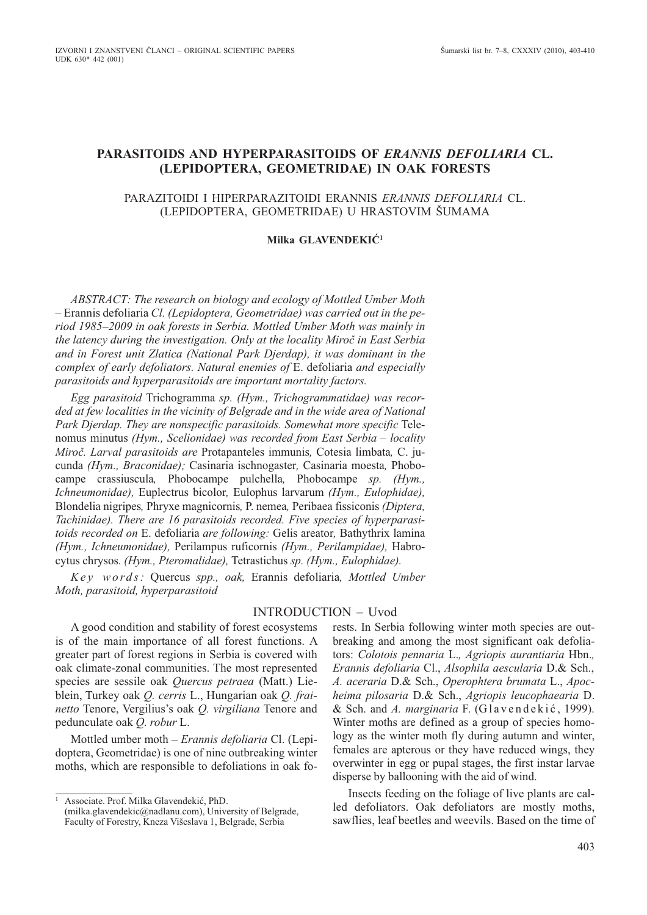IZVORNI I ZNANSTVENI ČLANCI – ORIGINAL SCIENTIFIC PAPERS
UDK 630* 442 (001)

# PARASITOIDS AND HYPERPARASITOIDS OF *ERANNIS DEFOLIARIA* CL. (LEPIDOPTERA, GEOMETRIDAE) IN OAK FORESTS

## PARAZITOIDI I HIPERPARAZITOIDI ERANNIS *ERANNIS DEFOLIARIA* CL. (LEPIDOPTERA, GEOMETRIDAE) U HRASTOVIM ŠUMAMA

**Milka GLAVENDEKIĆ**[1]

*ABSTRACT: The research on biology and ecology of Mottled Umber Moth – Erannis defoliaria Cl. (Lepidoptera, Geometridae) was carried out in the period 1985–2009 in oak forests in Serbia. Mottled Umber Moth was mainly in the latency during the investigation. Only at the locality Miroč in East Serbia and in Forest unit Zlatica (National Park Djerdap), it was dominant in the complex of early defoliators. Natural enemies of E. defoliaria and especially parasitoids and hyperparasitoids are important mortality factors.*

*Egg parasitoid* Trichogramma *sp. (Hym., Trichogrammatidae) was recorded at few localities in the vicinity of Belgrade and in the wide area of National Park Djerdap. They are nonspecific parasitoids. Somewhat more specific* Telenomus minutus *(Hym., Scelionidae) was recorded from East Serbia – locality Miroč. Larval parasitoids are* Protapanteles immunis*,* Cotesia limbata*,* C. jucunda *(Hym., Braconidae);* Casinaria ischnogaster*,* Casinaria moesta*,* Phobocampe crassiuscula*,* Phobocampe pulchella*,* Phobocampe *sp. (Hym., Ichneumonidae),* Euplectrus bicolor*,* Eulophus larvarum *(Hym., Eulophidae),* Blondelia nigripes*,* Phryxe magnicornis*,* P. nemea*,* Peribaea fissiconis *(Diptera, Tachinidae). There are 16 parasitoids recorded. Five species of hyperparasitoids recorded on* E. defoliaria *are following:* Gelis areator*,* Bathythrix lamina *(Hym., Ichneumonidae),* Perilampus ruficornis *(Hym., Perilampidae),* Habrocytus chrysos*. (Hym., Pteromalidae),* Tetrastichus *sp. (Hym., Eulophidae).*

*Key words:* Quercus *spp., oak,* Erannis defoliaria*, Mottled Umber Moth, parasitoid, hyperparasitoid*

## INTRODUCTION – Uvod

A good condition and stability of forest ecosystems is of the main importance of all forest functions. A greater part of forest regions in Serbia is covered with oak climate-zonal communities. The most represented species are sessile oak *Quercus petraea* (Matt.) Lieblein, Turkey oak *Q. cerris* L., Hungarian oak *Q. frainetto* Tenore, Vergilius's oak *Q. virgiliana* Tenore and pedunculate oak *Q. robur* L.

Mottled umber moth – *Erannis defoliaria* Cl. (Lepidoptera, Geometridae) is one of nine outbreaking winter moths, which are responsible to defoliations in oak forests. In Serbia following winter moth species are outbreaking and among the most significant oak defoliators: *Colotois pennaria* L., *Agriopis aurantiaria* Hbn., *Erannis defoliaria* Cl., *Alsophila aescularia* D.& Sch., *A. aceraria* D.& Sch., *Operophtera brumata* L., *Apocheima pilosaria* D.& Sch., *Agriopis leucophaearia* D. & Sch. and *A. marginaria* F. (Glavendekić, 1999). Winter moths are defined as a group of species homology as the winter moth fly during autumn and winter, females are apterous or they have reduced wings, they overwinter in egg or pupal stages, the first instar larvae disperse by ballooning with the aid of wind.

Insects feeding on the foliage of live plants are called defoliators. Oak defoliators are mostly moths, sawflies, leaf beetles and weevils. Based on the time of

[1] Associate. Prof. Milka Glavendekić, PhD. (milka.glavendekic@nadlanu.com), University of Belgrade, Faculty of Forestry, Kneza Višeslava 1, Belgrade, Serbia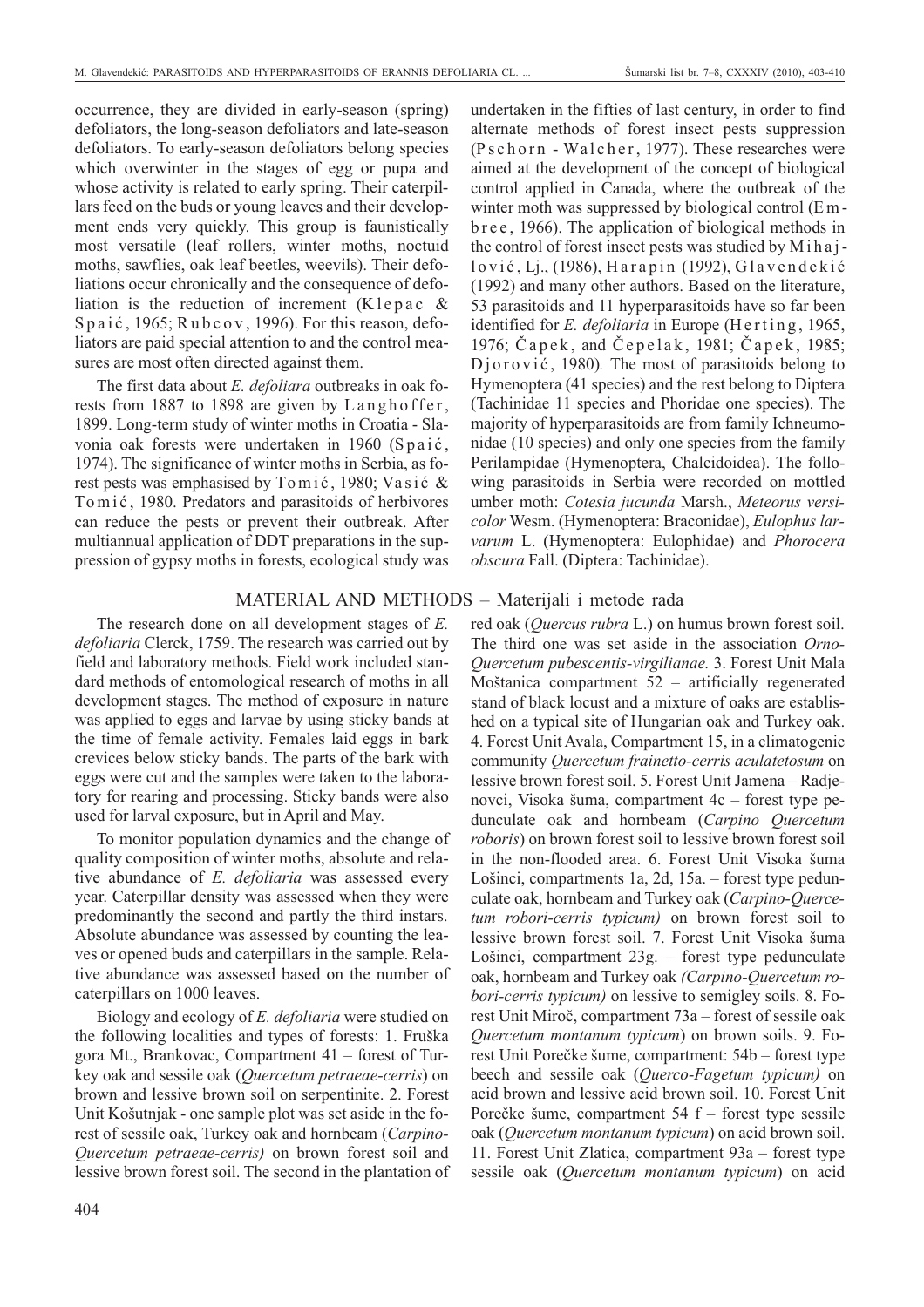occurrence, they are divided in early-season (spring) defoliators, the long-season defoliators and late-season defoliators. To early-season defoliators belong species which overwinter in the stages of egg or pupa and whose activity is related to early spring. Their caterpillars feed on the buds or young leaves and their development ends very quickly. This group is faunistically most versatile (leaf rollers, winter moths, noctuid moths, sawflies, oak leaf beetles, weevils). Their defoliations occur chronically and the consequence of defoliation is the reduction of increment (Klepac & Spaić, 1965; Rubcov, 1996). For this reason, defoliators are paid special attention to and the control measures are most often directed against them.

The first data about *E. defoliara* outbreaks in oak forests from 1887 to 1898 are given by Langhoffer, 1899. Long-term study of winter moths in Croatia - Slavonia oak forests were undertaken in 1960 (Spaić, 1974). The significance of winter moths in Serbia, as forest pests was emphasised by Tomić, 1980; Vasić & Tomić, 1980. Predators and parasitoids of herbivores can reduce the pests or prevent their outbreak. After multiannual application of DDT preparations in the suppression of gypsy moths in forests, ecological study was undertaken in the fifties of last century, in order to find alternate methods of forest insect pests suppression (Pschorn - Walcher, 1977). These researches were aimed at the development of the concept of biological control applied in Canada, where the outbreak of the winter moth was suppressed by biological control (Embree, 1966). The application of biological methods in the control of forest insect pests was studied by Mihajlović, Lj., (1986), Harapin (1992), Glavendekić (1992) and many other authors. Based on the literature, 53 parasitoids and 11 hyperparasitoids have so far been identified for *E. defoliaria* in Europe (Herting, 1965, 1976; Čapek, and Čepelak, 1981; Čapek, 1985; Djorović, 1980). The most of parasitoids belong to Hymenoptera (41 species) and the rest belong to Diptera (Tachinidae 11 species and Phoridae one species). The majority of hyperparasitoids are from family Ichneumonidae (10 species) and only one species from the family Perilampidae (Hymenoptera, Chalcidoidea). The following parasitoids in Serbia were recorded on mottled umber moth: *Cotesia jucunda* Marsh., *Meteorus versicolor* Wesm. (Hymenoptera: Braconidae), *Eulophus larvarum* L. (Hymenoptera: Eulophidae) and *Phorocera obscura* Fall. (Diptera: Tachinidae).

## MATERIAL AND METHODS – Materijali i metode rada

The research done on all development stages of *E. defoliaria* Clerck, 1759. The research was carried out by field and laboratory methods. Field work included standard methods of entomological research of moths in all development stages. The method of exposure in nature was applied to eggs and larvae by using sticky bands at the time of female activity. Females laid eggs in bark crevices below sticky bands. The parts of the bark with eggs were cut and the samples were taken to the laboratory for rearing and processing. Sticky bands were also used for larval exposure, but in April and May.

To monitor population dynamics and the change of quality composition of winter moths, absolute and relative abundance of *E. defoliaria* was assessed every year. Caterpillar density was assessed when they were predominantly the second and partly the third instars. Absolute abundance was assessed by counting the leaves or opened buds and caterpillars in the sample. Relative abundance was assessed based on the number of caterpillars on 1000 leaves.

Biology and ecology of *E. defoliaria* were studied on the following localities and types of forests: 1. Fruška gora Mt., Brankovac, Compartment 41 – forest of Turkey oak and sessile oak (*Quercetum petraeae-cerris*) on brown and lessive brown soil on serpentinite. 2. Forest Unit Košutnjak - one sample plot was set aside in the forest of sessile oak, Turkey oak and hornbeam (*Carpino-Quercetum petraeae-cerris)* on brown forest soil and lessive brown forest soil. The second in the plantation of red oak (*Quercus rubra* L.) on humus brown forest soil. The third one was set aside in the association *Orno-Quercetum pubescentis-virgilianae.* 3. Forest Unit Mala Moštanica compartment 52 – artificially regenerated stand of black locust and a mixture of oaks are established on a typical site of Hungarian oak and Turkey oak. 4. Forest Unit Avala, Compartment 15, in a climatogenic community *Quercetum frainetto-cerris aculetatosum* on lessive brown forest soil. 5. Forest Unit Jamena – Radjenovci, Visoka šuma, compartment 4c – forest type pedunculate oak and hornbeam (*Carpino Quercetum roboris*) on brown forest soil to lessive brown forest soil in the non-flooded area. 6. Forest Unit Visoka šuma Lošinci, compartments 1a, 2d, 15a. – forest type pedunculate oak, hornbeam and Turkey oak (*Carpino-Quercetum robori-cerris typicum)* on brown forest soil to lessive brown forest soil. 7. Forest Unit Visoka šuma Lošinci, compartment 23g. – forest type pedunculate oak, hornbeam and Turkey oak *(Carpino-Quercetum robori-cerris typicum)* on lessive to semigley soils. 8. Forest Unit Miroč, compartment 73a – forest of sessile oak *Quercetum montanum typicum*) on brown soils. 9. Forest Unit Porečke šume, compartment: 54b – forest type beech and sessile oak (*Querco-Fagetum typicum)* on acid brown and lessive acid brown soil. 10. Forest Unit Porečke šume, compartment 54 f – forest type sessile oak (*Quercetum montanum typicum*) on acid brown soil. 11. Forest Unit Zlatica, compartment 93a – forest type sessile oak (*Quercetum montanum typicum*) on acid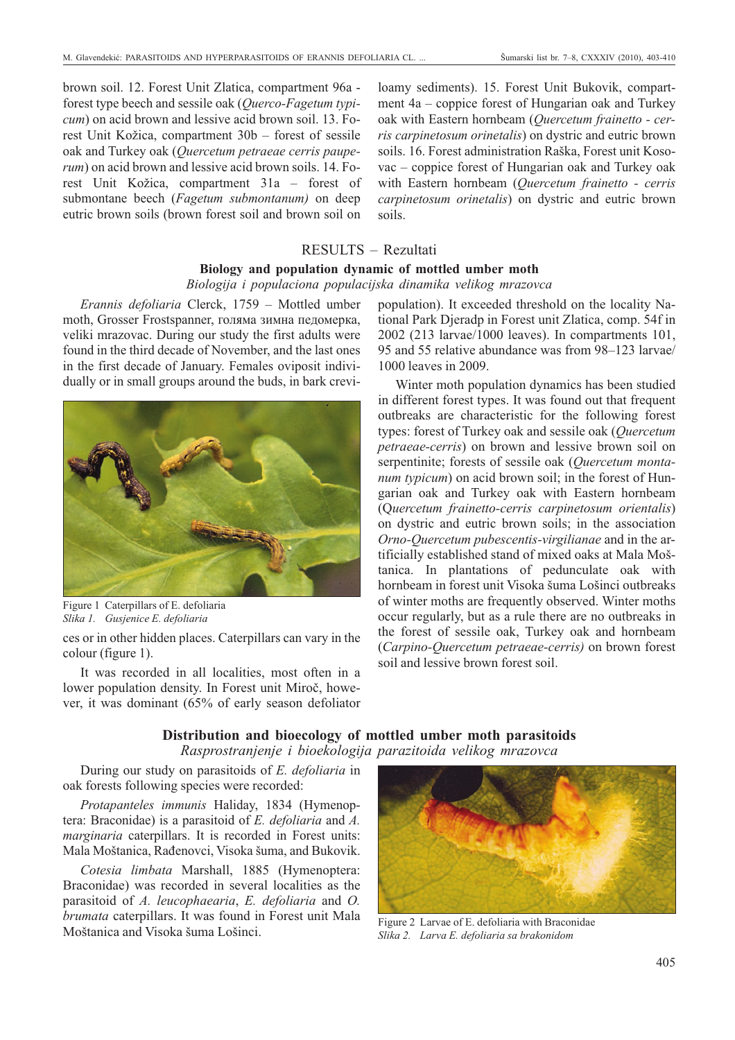brown soil. 12. Forest Unit Zlatica, compartment 96a - forest type beech and sessile oak (*Querco-Fagetum typicum*) on acid brown and lessive acid brown soil. 13. Forest Unit Kožica, compartment 30b – forest of sessile oak and Turkey oak (*Quercetum petraeae cerris pauperum*) on acid brown and lessive acid brown soils. 14. Forest Unit Kožica, compartment 31a – forest of submontane beech (*Fagetum submontanum)* on deep eutric brown soils (brown forest soil and brown soil on loamy sediments). 15. Forest Unit Bukovik, compartment 4a – coppice forest of Hungarian oak and Turkey oak with Eastern hornbeam (*Quercetum frainetto - cerris carpinetosum orinetalis*) on dystric and eutric brown soils. 16. Forest administration Raška, Forest unit Kosovac – coppice forest of Hungarian oak and Turkey oak with Eastern hornbeam (*Quercetum frainetto - cerris carpinetosum orinetalis*) on dystric and eutric brown soils.

## RESULTS – Rezultati

### Biology and population dynamic of mottled umber moth

*Biologija i populaciona populacijska dinamika velikog mrazovca*

*Erannis defoliaria* Clerck, 1759 – Mottled umber moth, Grosser Frostspanner, голяма зимна педомерка, veliki mrazovac. During our study the first adults were found in the third decade of November, and the last ones in the first decade of January. Females oviposit individually or in small groups around the buds, in bark crevices or in other hidden places. Caterpillars can vary in the colour (figure 1).

Figure 1 Caterpillars of E. defoliaria

*Slika 1. Gusjenice E. defoliaria*

It was recorded in all localities, most often in a lower population density. In Forest unit Miroč, however, it was dominant (65% of early season defoliator population). It exceeded threshold on the locality National Park Djeradp in Forest unit Zlatica, comp. 54f in 2002 (213 larvae/1000 leaves). In compartments 101, 95 and 55 relative abundance was from 98–123 larvae/1000 leaves in 2009.

Winter moth population dynamics has been studied in different forest types. It was found out that frequent outbreaks are characteristic for the following forest types: forest of Turkey oak and sessile oak (*Quercetum petraeae-cerris*) on brown and lessive brown soil on serpentinite; forests of sessile oak (*Quercetum montanum typicum*) on acid brown soil; in the forest of Hungarian oak and Turkey oak with Eastern hornbeam (*Quercetum frainetto-cerris carpinetosum orientalis*) on dystric and eutric brown soils; in the association *Orno-Quercetum pubescentis-virgilianae* and in the artificially established stand of mixed oaks at Mala Moštanica. In plantations of pedunculate oak with hornbeam in forest unit Visoka šuma Lošinci outbreaks of winter moths are frequently observed. Winter moths occur regularly, but as a rule there are no outbreaks in the forest of sessile oak, Turkey oak and hornbeam (*Carpino-Quercetum petraeae-cerris)* on brown forest soil and lessive brown forest soil.

### Distribution and bioecology of mottled umber moth parasitoids

*Rasprostranjenje i bioekologija parazitoida velikog mrazovca*

During our study on parasitoids of *E. defoliaria* in oak forests following species were recorded:

*Protapanteles immunis* Haliday, 1834 (Hymenoptera: Braconidae) is a parasitoid of *E. defoliaria* and *A. marginaria* caterpillars. It is recorded in Forest units: Mala Moštanica, Rađenovci, Visoka šuma, and Bukovik.

*Cotesia limbata* Marshall, 1885 (Hymenoptera: Braconidae) was recorded in several localities as the parasitoid of *A. leucophaearia*, *E. defoliaria* and *O. brumata* caterpillars. It was found in Forest unit Mala Moštanica and Visoka šuma Lošinci.

Figure 2 Larvae of E. defoliaria with Braconidae

*Slika 2. Larva E. defoliaria sa brakonidom*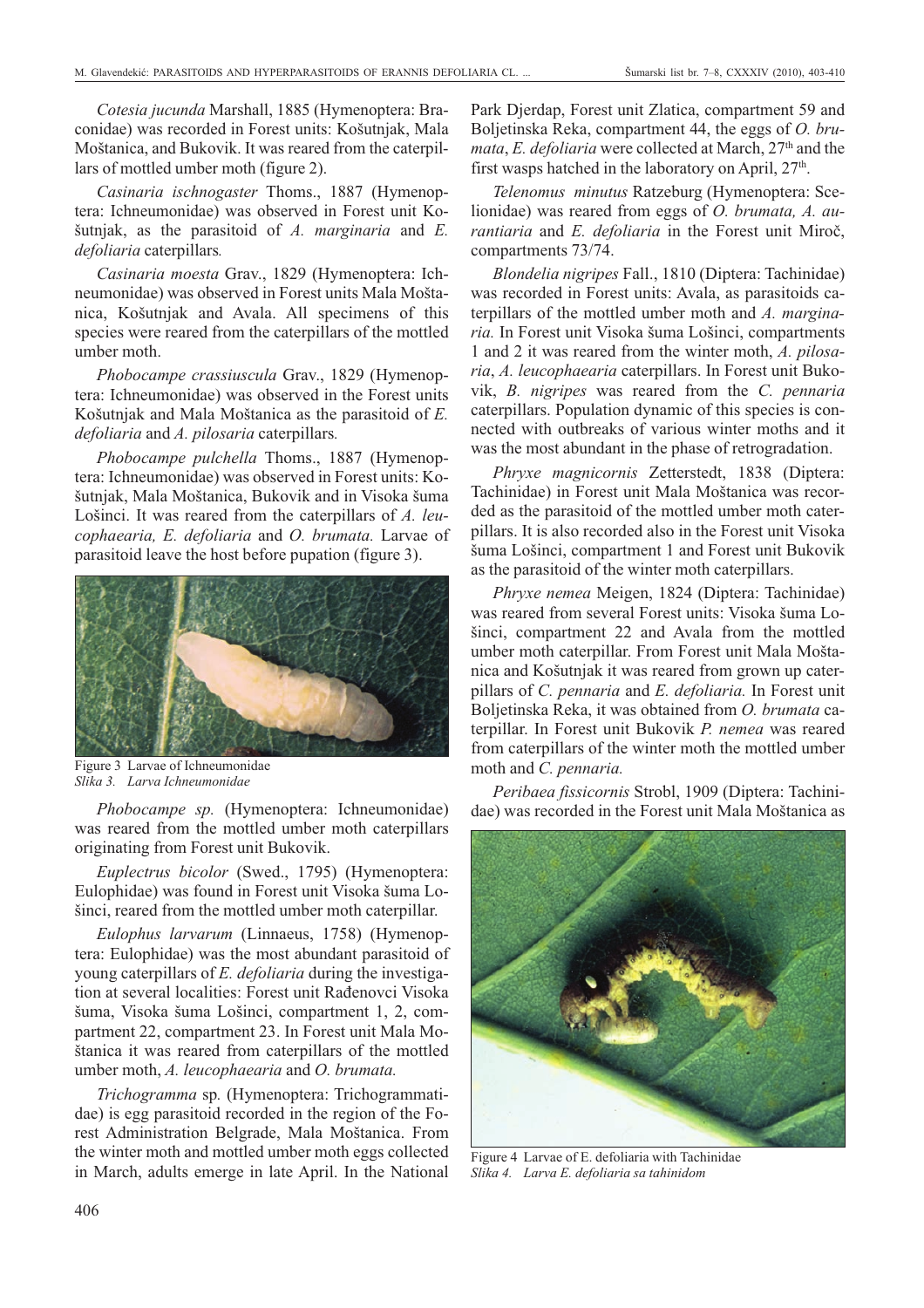*Cotesia jucunda* Marshall, 1885 (Hymenoptera: Braconidae) was recorded in Forest units: Košutnjak, Mala Moštanica, and Bukovik. It was reared from the caterpillars of mottled umber moth (figure 2).

*Casinaria ischnogaster* Thoms., 1887 (Hymenoptera: Ichneumonidae) was observed in Forest unit Košutnjak, as the parasitoid of *A. marginaria* and *E. defoliaria* caterpillars*.*

*Casinaria moesta* Grav., 1829 (Hymenoptera: Ichneumonidae) was observed in Forest units Mala Moštanica, Košutnjak and Avala. All specimens of this species were reared from the caterpillars of the mottled umber moth.

*Phobocampe crassiuscula* Grav., 1829 (Hymenoptera: Ichneumonidae) was observed in the Forest units Košutnjak and Mala Moštanica as the parasitoid of *E. defoliaria* and *A. pilosaria* caterpillars*.*

*Phobocampe pulchella* Thoms., 1887 (Hymenoptera: Ichneumonidae) was observed in Forest units: Košutnjak, Mala Moštanica, Bukovik and in Visoka šuma Lošinci. It was reared from the caterpillars of *A. leucophaearia, E. defoliaria* and *O. brumata.* Larvae of parasitoid leave the host before pupation (figure 3).

Figure 3 Larvae of Ichneumonidae
*Slika 3. Larva Ichneumonidae*

*Phobocampe sp.* (Hymenoptera: Ichneumonidae) was reared from the mottled umber moth caterpillars originating from Forest unit Bukovik.

*Euplectrus bicolor* (Swed., 1795) (Hymenoptera: Eulophidae) was found in Forest unit Visoka šuma Lošinci, reared from the mottled umber moth caterpillar.

*Eulophus larvarum* (Linnaeus, 1758) (Hymenoptera: Eulophidae) was the most abundant parasitoid of young caterpillars of *E. defoliaria* during the investigation at several localities: Forest unit Rađenovci Visoka šuma, Visoka šuma Lošinci, compartment 1, 2, compartment 22, compartment 23. In Forest unit Mala Moštanica it was reared from caterpillars of the mottled umber moth, *A. leucophaearia* and *O. brumata.*

*Trichogramma* sp*.* (Hymenoptera: Trichogrammatidae) is egg parasitoid recorded in the region of the Forest Administration Belgrade, Mala Moštanica. From the winter moth and mottled umber moth eggs collected in March, adults emerge in late April. In the National Park Djerdap, Forest unit Zlatica, compartment 59 and Boljetinska Reka, compartment 44, the eggs of *O. brumata*, *E. defoliaria* were collected at March, 27th and the first wasps hatched in the laboratory on April, 27th.

*Telenomus minutus* Ratzeburg (Hymenoptera: Scelionidae) was reared from eggs of *O. brumata, A. aurantiaria* and *E. defoliaria* in the Forest unit Miroč, compartments 73/74.

*Blondelia nigripes* Fall., 1810 (Diptera: Tachinidae) was recorded in Forest units: Avala, as parasitoids caterpillars of the mottled umber moth and *A. marginaria.* In Forest unit Visoka šuma Lošinci, compartments 1 and 2 it was reared from the winter moth, *A. pilosaria*, *A. leucophaearia* caterpillars. In Forest unit Bukovik, *B. nigripes* was reared from the *C. pennaria* caterpillars. Population dynamic of this species is connected with outbreaks of various winter moths and it was the most abundant in the phase of retrogradation.

*Phryxe magnicornis* Zetterstedt, 1838 (Diptera: Tachinidae) in Forest unit Mala Moštanica was recorded as the parasitoid of the mottled umber moth caterpillars. It is also recorded also in the Forest unit Visoka šuma Lošinci, compartment 1 and Forest unit Bukovik as the parasitoid of the winter moth caterpillars.

*Phryxe nemea* Meigen, 1824 (Diptera: Tachinidae) was reared from several Forest units: Visoka šuma Lošinci, compartment 22 and Avala from the mottled umber moth caterpillar. From Forest unit Mala Moštanica and Košutnjak it was reared from grown up caterpillars of *C. pennaria* and *E. defoliaria.* In Forest unit Boljetinska Reka, it was obtained from *O. brumata* caterpillar. In Forest unit Bukovik *P. nemea* was reared from caterpillars of the winter moth the mottled umber moth and *C. pennaria.*

*Peribaea fissicornis* Strobl, 1909 (Diptera: Tachinidae) was recorded in the Forest unit Mala Moštanica as

Figure 4 Larvae of E. defoliaria with Tachinidae
*Slika 4. Larva E. defoliaria sa tahinidom*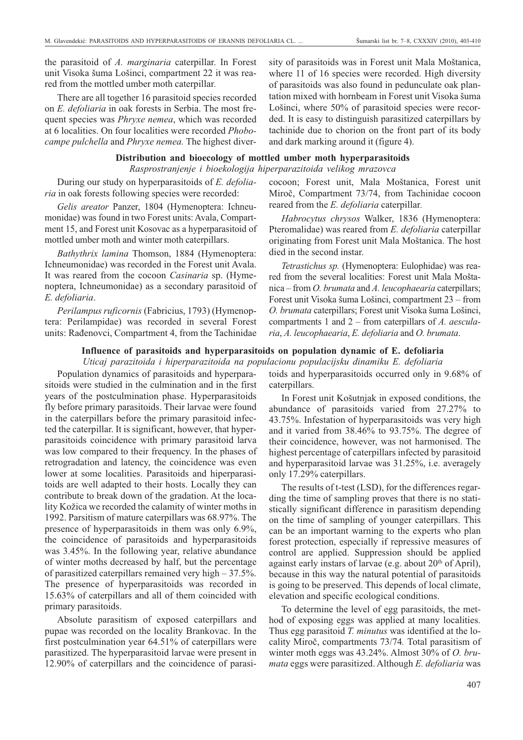the parasitoid of *A. marginaria* caterpillar. In Forest unit Visoka šuma Lošinci, compartment 22 it was reared from the mottled umber moth caterpillar.

There are all together 16 parasitoid species recorded on *E. defoliaria* in oak forests in Serbia. The most frequent species was *Phryxe nemea*, which was recorded at 6 localities. On four localities were recorded *Phobocampe pulchella* and *Phryxe nemea.* The highest diversity of parasitoids was in Forest unit Mala Moštanica, where 11 of 16 species were recorded. High diversity of parasitoids was also found in pedunculate oak plantation mixed with hornbeam in Forest unit Visoka šuma Lošinci, where 50% of parasitoid species were recorded. It is easy to distinguish parasitized caterpillars by tachinide due to chorion on the front part of its body and dark marking around it (figure 4).

### Distribution and bioecology of mottled umber moth hyperparasitoids

*Rasprostranjenje i bioekologija hiperparazitoida velikog mrazovca*

During our study on hyperparasitoids of *E. defoliaria* in oak forests following species were recorded:

*Gelis areator* Panzer, 1804 (Hymenoptera: Ichneumonidae) was found in two Forest units: Avala, Compartment 15, and Forest unit Kosovac as a hyperparasitoid of mottled umber moth and winter moth caterpillars.

*Bathythrix lamina* Thomson, 1884 (Hymenoptera: Ichneumonidae) was recorded in the Forest unit Avala. It was reared from the cocoon *Casinaria* sp. (Hymenoptera, Ichneumonidae) as a secondary parasitoid of *E. defoliaria*.

*Perilampus ruficornis* (Fabricius, 1793) (Hymenoptera: Perilampidae) was recorded in several Forest units: Rađenovci, Compartment 4, from the Tachinidae cocoon; Forest unit, Mala Moštanica, Forest unit Miroč, Compartment 73/74, from Tachinidae cocoon reared from the *E. defoliaria* caterpillar.

*Habrocytus chrysos* Walker, 1836 (Hymenoptera: Pteromalidae) was reared from *E. defoliaria* caterpillar originating from Forest unit Mala Moštanica. The host died in the second instar.

*Tetrastichus sp.* (Hymenoptera: Eulophidae) was reared from the several localities: Forest unit Mala Moštanica – from *O. brumata* and *A. leucophaearia* caterpillars; Forest unit Visoka šuma Lošinci, compartment 23 – from *O. brumata* caterpillars; Forest unit Visoka šuma Lošinci, compartments 1 and 2 – from caterpillars of *A. aescularia*, *A. leucophaearia*, *E. defoliaria* and *O. brumata*.

### Influence of parasitoids and hyperparasitoids on population dynamic of E. defoliaria

*Uticaj parazitoida i hiperparazitoida na populacionu populacijsku dinamiku E. defoliaria*

Population dynamics of parasitoids and hyperparasitoids were studied in the culmination and in the first years of the postculmination phase. Hyperparasitoids fly before primary parasitoids. Their larvae were found in the caterpillars before the primary parasitoid infected the caterpillar. It is significant, however, that hyperparasitoids coincidence with primary parasitoid larva was low compared to their frequency. In the phases of retrogradation and latency, the coincidence was even lower at some localities. Parasitoids and hiperparasitoids are well adapted to their hosts. Locally they can contribute to break down of the gradation. At the locality Kožica we recorded the calamity of winter moths in 1992. Parsitism of mature caterpillars was 68.97%. The presence of hyperparasitoids in them was only 6.9%, the coincidence of parasitoids and hyperparasitoids was 3.45%. In the following year, relative abundance of winter moths decreased by half, but the percentage of parasitized caterpillars remained very high – 37.5%. The presence of hyperparasitoids was recorded in 15.63% of caterpillars and all of them coincided with primary parasitoids.

Absolute parasitism of exposed caterpillars and pupae was recorded on the locality Brankovac. In the first postculmination year 64.51% of caterpillars were parasitized. The hyperparasitoid larvae were present in 12.90% of caterpillars and the coincidence of parasitoids and hyperparasitoids occurred only in 9.68% of caterpillars.

In Forest unit Košutnjak in exposed conditions, the abundance of parasitoids varied from 27.27% to 43.75%. Infestation of hyperparasitoids was very high and it varied from 38.46% to 93.75%. The degree of their coincidence, however, was not harmonised. The highest percentage of caterpillars infected by parasitoid and hyperparasitoid larvae was 31.25%, i.e. averagely only 17.29% caterpillars.

The results of t-test (LSD), for the differences regarding the time of sampling proves that there is no statistically significant difference in parasitism depending on the time of sampling of younger caterpillars. This can be an important warning to the experts who plan forest protection, especially if repressive measures of control are applied. Suppression should be applied against early instars of larvae (e.g. about 20[th] of April), because in this way the natural potential of parasitoids is going to be preserved. This depends of local climate, elevation and specific ecological conditions.

To determine the level of egg parasitoids, the method of exposing eggs was applied at many localities. Thus egg parasitoid *T. minutus* was identified at the locality Miroč, compartments 73/74*.* Total parasitism of winter moth eggs was 43.24%. Almost 30% of *O. brumata* eggs were parasitized. Although *E. defoliaria* was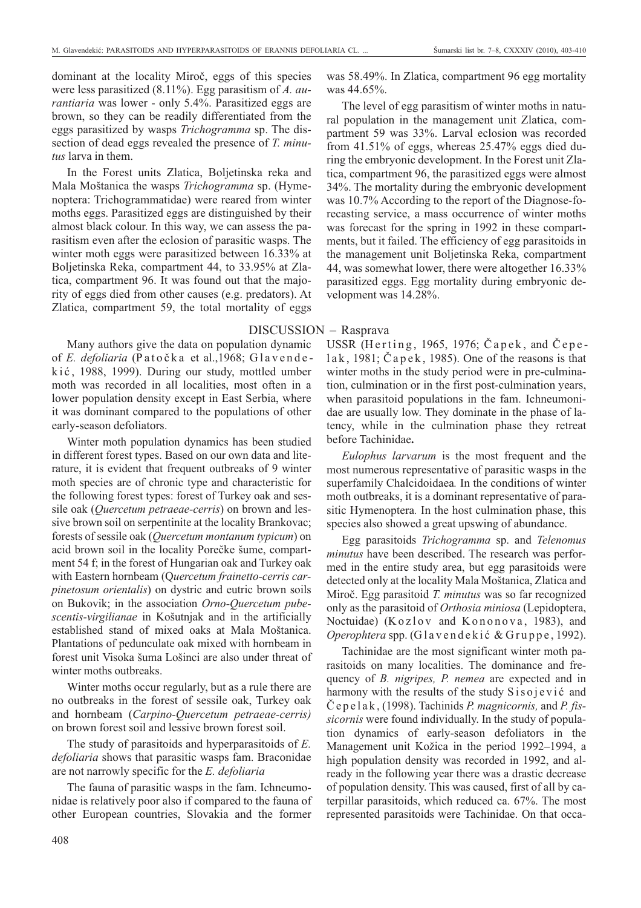dominant at the locality Miroč, eggs of this species were less parasitized (8.11%). Egg parasitism of *A. aurantiaria* was lower - only 5.4%. Parasitized eggs are brown, so they can be readily differentiated from the eggs parasitized by wasps *Trichogramma* sp. The dissection of dead eggs revealed the presence of *T. minutus* larva in them.

In the Forest units Zlatica, Boljetinska reka and Mala Moštanica the wasps *Trichogramma* sp. (Hymenoptera: Trichogrammatidae) were reared from winter moths eggs. Parasitized eggs are distinguished by their almost black colour. In this way, we can assess the parasitism even after the eclosion of parasitic wasps. The winter moth eggs were parasitized between 16.33% at Boljetinska Reka, compartment 44, to 33.95% at Zlatica, compartment 96. It was found out that the majority of eggs died from other causes (e.g. predators). At Zlatica, compartment 59, the total mortality of eggs was 58.49%. In Zlatica, compartment 96 egg mortality was 44.65%.

The level of egg parasitism of winter moths in natural population in the management unit Zlatica, compartment 59 was 33%. Larval eclosion was recorded from 41.51% of eggs, whereas 25.47% eggs died during the embryonic development. In the Forest unit Zlatica, compartment 96, the parasitized eggs were almost 34%. The mortality during the embryonic development was 10.7% According to the report of the Diagnose-forecasting service, a mass occurrence of winter moths was forecast for the spring in 1992 in these compartments, but it failed. The efficiency of egg parasitoids in the management unit Boljetinska Reka, compartment 44, was somewhat lower, there were altogether 16.33% parasitized eggs. Egg mortality during embryonic development was 14.28%.

## DISCUSSION – Rasprava

Many authors give the data on population dynamic of *E. defoliaria* (Patočka et al.,1968; Glavendekić, 1988, 1999). During our study, mottled umber moth was recorded in all localities, most often in a lower population density except in East Serbia, where it was dominant compared to the populations of other early-season defoliators.

Winter moth population dynamics has been studied in different forest types. Based on our own data and literature, it is evident that frequent outbreaks of 9 winter moth species are of chronic type and characteristic for the following forest types: forest of Turkey oak and sessile oak (*Quercetum petraeae-cerris*) on brown and lessive brown soil on serpentinite at the locality Brankovac; forests of sessile oak (*Quercetum montanum typicum*) on acid brown soil in the locality Porečke šume, compartment 54 f; in the forest of Hungarian oak and Turkey oak with Eastern hornbeam (*Quercetum frainetto-cerris carpinetosum orientalis*) on dystric and eutric brown soils on Bukovik; in the association *Orno-Quercetum pubescentis-virgilianae* in Košutnjak and in the artificially established stand of mixed oaks at Mala Moštanica. Plantations of pedunculate oak mixed with hornbeam in forest unit Visoka šuma Lošinci are also under threat of winter moths outbreaks.

Winter moths occur regularly, but as a rule there are no outbreaks in the forest of sessile oak, Turkey oak and hornbeam (*Carpino-Quercetum petraeae-cerris)* on brown forest soil and lessive brown forest soil.

The study of parasitoids and hyperparasitoids of *E. defoliaria* shows that parasitic wasps fam. Braconidae are not narrowly specific for the *E. defoliaria*

The fauna of parasitic wasps in the fam. Ichneumonidae is relatively poor also if compared to the fauna of other European countries, Slovakia and the former USSR (Herting, 1965, 1976; Čapek, and Čepelak, 1981; Čapek, 1985). One of the reasons is that winter moths in the study period were in pre-culmination, culmination or in the first post-culmination years, when parasitoid populations in the fam. Ichneumonidae are usually low. They dominate in the phase of latency, while in the culmination phase they retreat before Tachinidae**.**

*Eulophus larvarum* is the most frequent and the most numerous representative of parasitic wasps in the superfamily Chalcidoidaea*.* In the conditions of winter moth outbreaks, it is a dominant representative of parasitic Hymenoptera*.* In the host culmination phase, this species also showed a great upswing of abundance.

Egg parasitoids *Trichogramma* sp. and *Telenomus minutus* have been described. The research was performed in the entire study area, but egg parasitoids were detected only at the locality Mala Moštanica, Zlatica and Miroč. Egg parasitoid *T. minutus* was so far recognized only as the parasitoid of *Orthosia miniosa* (Lepidoptera, Noctuidae) (Kozlov and Kononova, 1983), and *Operophtera* spp. (Glavendekić & Gruppe, 1992).

Tachinidae are the most significant winter moth parasitoids on many localities. The dominance and frequency of *B. nigripes, P. nemea* are expected and in harmony with the results of the study Sisojević and Čepelak, (1998). Tachinids *P. magnicornis,* and *P. fissicornis* were found individually. In the study of population dynamics of early-season defoliators in the Management unit Kožica in the period 1992–1994, a high population density was recorded in 1992, and already in the following year there was a drastic decrease of population density. This was caused, first of all by caterpillar parasitoids, which reduced ca. 67%. The most represented parasitoids were Tachinidae. On that occa-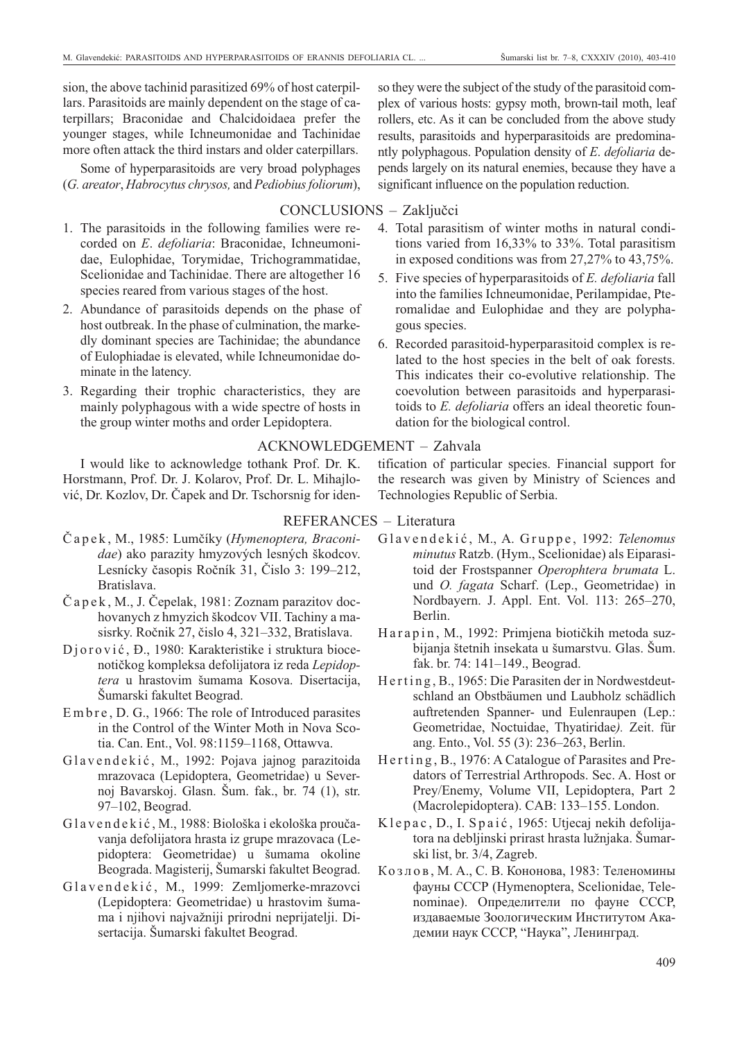sion, the above tachinid parasitized 69% of host caterpillars. Parasitoids are mainly dependent on the stage of caterpillars; Braconidae and Chalcidoidaea prefer the younger stages, while Ichneumonidae and Tachinidae more often attack the third instars and older caterpillars.

Some of hyperparasitoids are very broad polyphages (*G. areator*, *Habrocytus chrysos,* and *Pediobius foliorum*), so they were the subject of the study of the parasitoid complex of various hosts: gypsy moth, brown-tail moth, leaf rollers, etc. As it can be concluded from the above study results, parasitoids and hyperparasitoids are predominantly polyphagous. Population density of *E. defoliaria* depends largely on its natural enemies, because they have a significant influence on the population reduction.

## CONCLUSIONS – Zaključci

1. The parasitoids in the following families were recorded on *E. defoliaria*: Braconidae, Ichneumonidae, Eulophidae, Torymidae, Trichogrammatidae, Scelionidae and Tachinidae. There are altogether 16 species reared from various stages of the host.
2. Abundance of parasitoids depends on the phase of host outbreak. In the phase of culmination, the markedly dominant species are Tachinidae; the abundance of Eulophiadae is elevated, while Ichneumonidae dominate in the latency.
3. Regarding their trophic characteristics, they are mainly polyphagous with a wide spectre of hosts in the group winter moths and order Lepidoptera.
4. Total parasitism of winter moths in natural conditions varied from 16,33% to 33%. Total parasitism in exposed conditions was from 27,27% to 43,75%.
5. Five species of hyperparasitoids of *E. defoliaria* fall into the families Ichneumonidae, Perilampidae, Pteromalidae and Eulophidae and they are polyphagous species.
6. Recorded parasitoid-hyperparasitoid complex is related to the host species in the belt of oak forests. This indicates their co-evolutive relationship. The coevolution between parasitoids and hyperparasitoids to *E. defoliaria* offers an ideal theoretic foundation for the biological control.

## ACKNOWLEDGEMENT – Zahvala

I would like to acknowledge tothank Prof. Dr. K. Horstmann, Prof. Dr. J. Kolarov, Prof. Dr. L. Mihajlović, Dr. Kozlov, Dr. Čapek and Dr. Tschorsnig for identification of particular species. Financial support for the research was given by Ministry of Sciences and Technologies Republic of Serbia.

## REFERANCES – Literatura

Čapek, M., 1985: Lumčíky (*Hymenoptera, Braconidae*) ako parazity hmyzových lesných škodcov. Lesnícky časopis Ročník 31, Čislo 3: 199–212, Bratislava.

Čapek, M., J. Čepelak, 1981: Zoznam parazitov dochovanych z hmyzich škodcov VII. Tachiny a masisrky. Ročnik 27, čislo 4, 321–332, Bratislava.

Djorović, Đ., 1980: Karakteristike i struktura biocenotičkog kompleksa defolijatora iz reda *Lepidoptera* u hrastovim šumama Kosova. Disertacija, Šumarski fakultet Beograd.

Embre, D. G., 1966: The role of Introduced parasites in the Control of the Winter Moth in Nova Scotia. Can. Ent., Vol. 98:1159–1168, Ottawva.

Glavendekić, M., 1992: Pojava jajnog parazitoida mrazovaca (Lepidoptera, Geometridae) u Severnoj Bavarskoj. Glasn. Šum. fak., br. 74 (1), str. 97–102, Beograd.

Glavendekić, M., 1988: Biološka i ekološka proučavanja defolijatora hrasta iz grupe mrazovaca (Lepidoptera: Geometridae) u šumama okoline Beograda. Magisterij, Šumarski fakultet Beograd.

Glavendekić, M., 1999: Zemljomerke-mrazovci (Lepidoptera: Geometridae) u hrastovim šumama i njihovi najvažniji prirodni neprijatelji. Disertacija. Šumarski fakultet Beograd.

Glavendekić, M., A. Gruppe, 1992: *Telenomus minutus* Ratzb. (Hym., Scelionidae) als Eiparasitoid der Frostspanner *Operophtera brumata* L. und *O. fagata* Scharf. (Lep., Geometridae) in Nordbayern. J. Appl. Ent. Vol. 113: 265–270, Berlin.

Harapin, M., 1992: Primjena biotičkih metoda suzbijanja štetnih insekata u šumarstvu. Glas. Šum. fak. br. 74: 141–149., Beograd.

Herting, B., 1965: Die Parasiten der in Nordwestdeutschland an Obstbäumen und Laubholz schädlich auftretenden Spanner- und Eulenraupen (Lep.: Geometridae, Noctuidae, Thyatiridae*).* Zeit. für ang. Ento., Vol. 55 (3): 236–263, Berlin.

Herting, B., 1976: A Catalogue of Parasites and Predators of Terrestrial Arthropods. Sec. A. Host or Prey/Enemy, Volume VII, Lepidoptera, Part 2 (Macrolepidoptera). CAB: 133–155. London.

Klepac, D., I. Spaić, 1965: Utjecaj nekih defolijatora na debljinski prirast hrasta lužnjaka. Šumarski list, br. 3/4, Zagreb.

Козлов, М. А., С. В. Кононова, 1983: Теленомины фауны СССР (Hymenoptera, Scelionidae, Telenominae). Определители по фауне СССР, издаваемые Зоологическим Институтом Академии наук СССР, "Наука", Ленинград.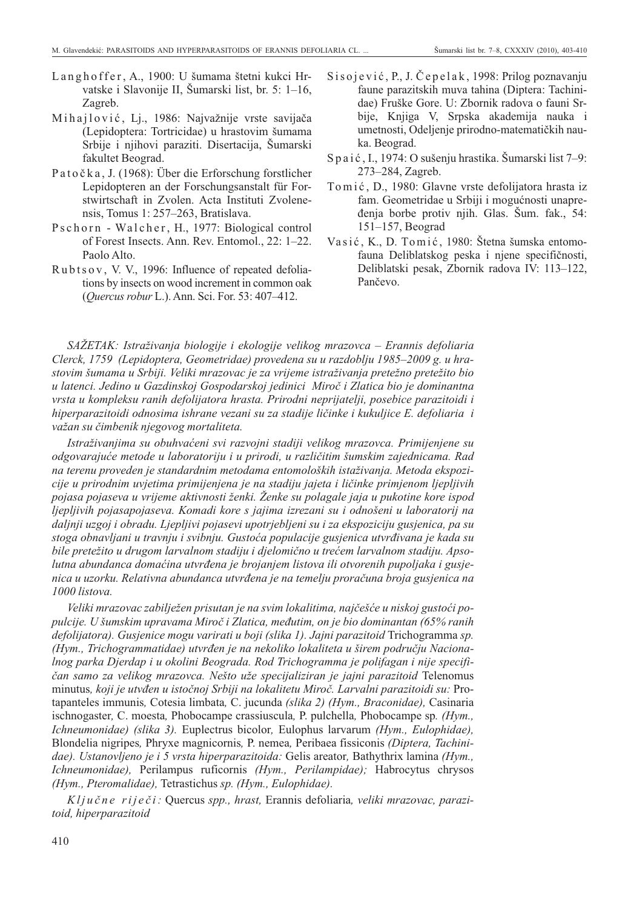Langhoffer, A., 1900: U šumama štetni kukci Hrvatske i Slavonije II, Šumarski list, br. 5: 1–16, Zagreb.

Mihajlović, Lj., 1986: Najvažnije vrste savijača (Lepidoptera: Tortricidae) u hrastovim šumama Srbije i njihovi paraziti. Disertacija, Šumarski fakultet Beograd.

Patočka, J. (1968): Über die Erforschung forstlicher Lepidopteren an der Forschungsanstalt für Forstwirtschaft in Zvolen. Acta Instituti Zvolenensis, Tomus 1: 257–263, Bratislava.

Pschorn - Walcher, H., 1977: Biological control of Forest Insects. Ann. Rev. Entomol., 22: 1–22. Paolo Alto.

Rubtsov, V. V., 1996: Influence of repeated defoliations by insects on wood increment in common oak (*Quercus robur* L.). Ann. Sci. For. 53: 407–412.

Sisojević, P., J. Čepelak, 1998: Prilog poznavanju faune parazitskih muva tahina (Diptera: Tachinidae) Fruške Gore. U: Zbornik radova o fauni Srbije, Knjiga V, Srpska akademija nauka i umetnosti, Odeljenje prirodno-matematičkih nauka. Beograd.

Spaić, I., 1974: O sušenju hrastika. Šumarski list 7–9: 273–284, Zagreb.

Tomić, D., 1980: Glavne vrste defolijatora hrasta iz fam. Geometridae u Srbiji i mogućnosti unapređenja borbe protiv njih. Glas. Šum. fak., 54: 151–157, Beograd

Vasić, K., D. Tomić, 1980: Štetna šumska entomofauna Deliblatskog peska i njene specifičnosti, Deliblatski pesak, Zbornik radova IV: 113–122, Pančevo.

*SAŽETAK: Istraživanja biologije i ekologije velikog mrazovca – Erannis defoliaria Clerck, 1759 (Lepidoptera, Geometridae) provedena su u razdoblju 1985–2009 g. u hrastovim šumama u Srbiji. Veliki mrazovac je za vrijeme istraživanja pretežno pretežito bio u latenci. Jedino u Gazdinskoj Gospodarskoj jedinici Miroč i Zlatica bio je dominantna vrsta u kompleksu ranih defolijatora hrasta. Prirodni neprijatelji, posebice parazitoidi i hiperparazitoidi odnosima ishrane vezani su za stadije ličinke i kukuljice E. defoliaria i važan su čimbenik njegovog mortaliteta.*

*Istraživanjima su obuhvaćeni svi razvojni stadiji velikog mrazovca. Primijenjene su odgovarajuće metode u laboratoriju i u prirodi, u različitim šumskim zajednicama. Rad na terenu proveden je standardnim metodama entomoloških istaživanja. Metoda ekspozicije u prirodnim uvjetima primijenjena je na stadiju jajeta i ličinke primjenom ljepljivih pojasa pojaseva u vrijeme aktivnosti ženki. Ženke su polagale jaja u pukotine kore ispod ljepljivih pojasapojaseva. Komadi kore s jajima izrezani su i odnošeni u laboratorij na daljnji uzgoj i obradu. Ljepljivi pojasevi upotrjebljeni su i za ekspoziciju gusjenica, pa su stoga obnavljani u travnju i svibnju. Gustoća populacije gusjenica utvrđivana je kada su bile pretežito u drugom larvalnom stadiju i djelomično u trećem larvalnom stadiju. Apsolutna abundanca domaćina utvrđena je brojanjem listova ili otvorenih pupoljaka i gusjenica u uzorku. Relativna abundanca utvrđena je na temelju proračuna broja gusjenica na 1000 listova.*

*Veliki mrazovac zabilježen prisutan je na svim lokalitima, najčešće u niskoj gustoći populcije. U šumskim upravama Miroč i Zlatica, međutim, on je bio dominantan (65% ranih defolijatora). Gusjenice mogu varirati u boji (slika 1). Jajni parazitoid* Trichogramma *sp. (Hym., Trichogrammatidae) utvrđen je na nekoliko lokaliteta u širem području Nacionalnog parka Djerdap i u okolini Beograda. Rod Trichogramma je polifagan i nije specifičan samo za velikog mrazovca. Nešto uže specijaliziran je jajni parazitoid* Telenomus minutus*, koji je utvđen u istočnoj Srbiji na lokalitetu Miroč. Larvalni parazitoidi su:* Protapanteles immunis*,* Cotesia limbata*,* C. jucunda *(slika 2) (Hym., Braconidae),* Casinaria ischnogaster*,* C. moesta*,* Phobocampe crassiuscula*,* P. pulchella*,* Phobocampe sp*. (Hym., Ichneumonidae) (slika 3).* Euplectrus bicolor*,* Eulophus larvarum *(Hym., Eulophidae),* Blondelia nigripes*,* Phryxe magnicornis*,* P. nemea*,* Peribaea fissiconis *(Diptera, Tachinidae). Ustanovljeno je i 5 vrsta hiperparazitoida:* Gelis areator*,* Bathythrix lamina *(Hym., Ichneumonidae),* Perilampus ruficornis *(Hym., Perilampidae);* Habrocytus chrysos *(Hym., Pteromalidae),* Tetrastichus *sp. (Hym., Eulophidae).*

*Ključne riječi:* Quercus *spp., hrast,* Erannis defoliaria*, veliki mrazovac, parazitoid, hiperparazitoid*